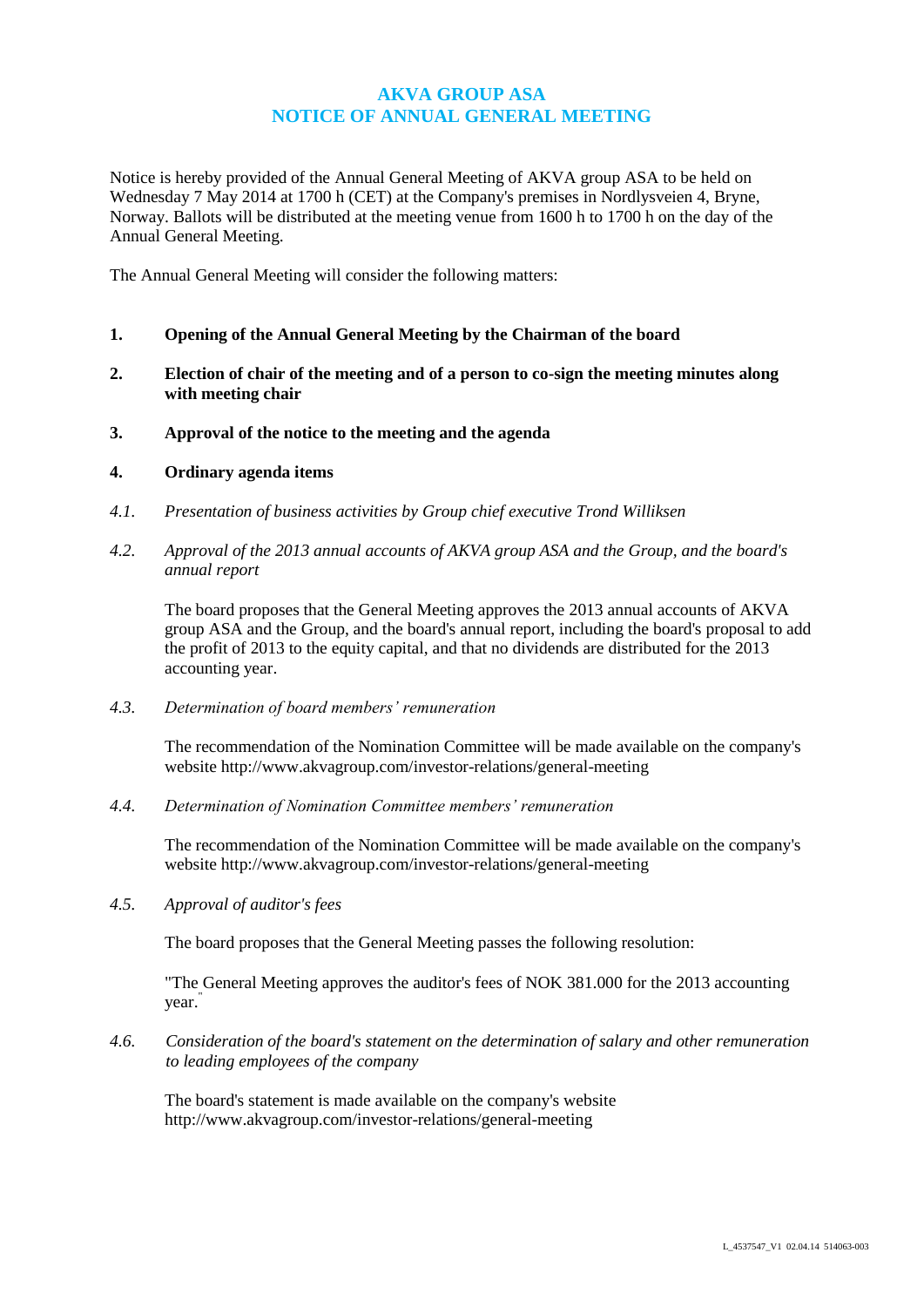# AKVA GROUP ASA
# NOTICE OF ANNUAL GENERAL MEETING

Notice is hereby provided of the Annual General Meeting of AKVA group ASA to be held on Wednesday 7 May 2014 at 1700 h (CET) at the Company's premises in Nordlysveien 4, Bryne, Norway. Ballots will be distributed at the meeting venue from 1600 h to 1700 h on the day of the Annual General Meeting.

The Annual General Meeting will consider the following matters:

**1. Opening of the Annual General Meeting by the Chairman of the board**

**2. Election of chair of the meeting and of a person to co-sign the meeting minutes along with meeting chair**

**3. Approval of the notice to the meeting and the agenda**

**4. Ordinary agenda items**

*4.1. Presentation of business activities by Group chief executive Trond Williksen*

*4.2. Approval of the 2013 annual accounts of AKVA group ASA and the Group, and the board's annual report*

The board proposes that the General Meeting approves the 2013 annual accounts of AKVA group ASA and the Group, and the board's annual report, including the board's proposal to add the profit of 2013 to the equity capital, and that no dividends are distributed for the 2013 accounting year.

*4.3. Determination of board members' remuneration*

The recommendation of the Nomination Committee will be made available on the company's website http://www.akvagroup.com/investor-relations/general-meeting

*4.4. Determination of Nomination Committee members' remuneration*

The recommendation of the Nomination Committee will be made available on the company's website http://www.akvagroup.com/investor-relations/general-meeting

*4.5. Approval of auditor's fees*

The board proposes that the General Meeting passes the following resolution:

"The General Meeting approves the auditor's fees of NOK 381.000 for the 2013 accounting year."

*4.6. Consideration of the board's statement on the determination of salary and other remuneration to leading employees of the company*

The board's statement is made available on the company's website http://www.akvagroup.com/investor-relations/general-meeting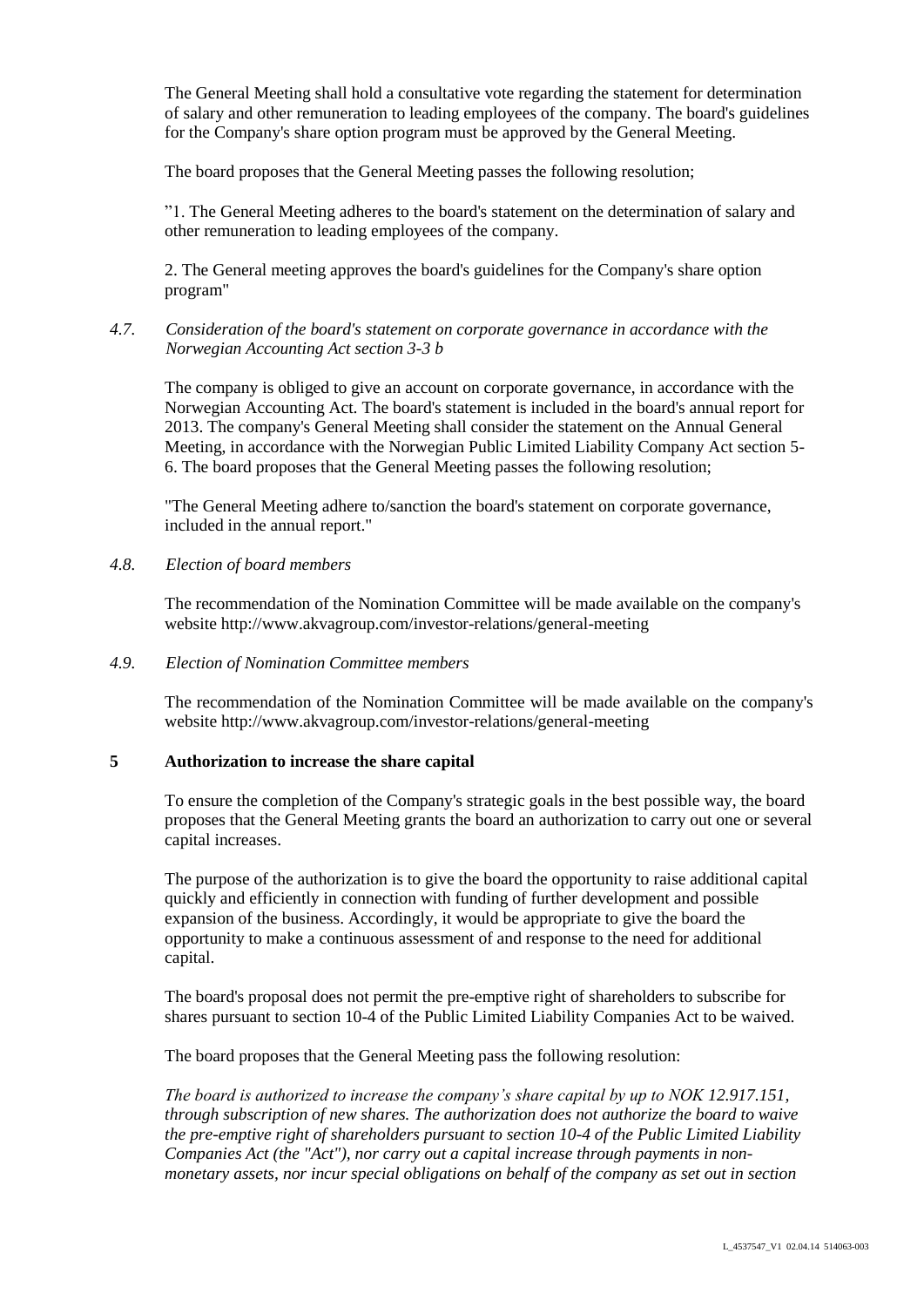The General Meeting shall hold a consultative vote regarding the statement for determination of salary and other remuneration to leading employees of the company. The board's guidelines for the Company's share option program must be approved by the General Meeting.

The board proposes that the General Meeting passes the following resolution;

”1. The General Meeting adheres to the board's statement on the determination of salary and other remuneration to leading employees of the company.

2. The General meeting approves the board's guidelines for the Company's share option program"

*4.7. Consideration of the board's statement on corporate governance in accordance with the Norwegian Accounting Act section 3-3 b*

The company is obliged to give an account on corporate governance, in accordance with the Norwegian Accounting Act. The board's statement is included in the board's annual report for 2013. The company's General Meeting shall consider the statement on the Annual General Meeting, in accordance with the Norwegian Public Limited Liability Company Act section 5-6. The board proposes that the General Meeting passes the following resolution;

"The General Meeting adhere to/sanction the board's statement on corporate governance, included in the annual report."

*4.8. Election of board members*

The recommendation of the Nomination Committee will be made available on the company's website http://www.akvagroup.com/investor-relations/general-meeting

*4.9. Election of Nomination Committee members*

The recommendation of the Nomination Committee will be made available on the company's website http://www.akvagroup.com/investor-relations/general-meeting

## 5 Authorization to increase the share capital

To ensure the completion of the Company's strategic goals in the best possible way, the board proposes that the General Meeting grants the board an authorization to carry out one or several capital increases.

The purpose of the authorization is to give the board the opportunity to raise additional capital quickly and efficiently in connection with funding of further development and possible expansion of the business. Accordingly, it would be appropriate to give the board the opportunity to make a continuous assessment of and response to the need for additional capital.

The board's proposal does not permit the pre-emptive right of shareholders to subscribe for shares pursuant to section 10-4 of the Public Limited Liability Companies Act to be waived.

The board proposes that the General Meeting pass the following resolution:

*The board is authorized to increase the company’s share capital by up to NOK 12.917.151, through subscription of new shares. The authorization does not authorize the board to waive the pre-emptive right of shareholders pursuant to section 10-4 of the Public Limited Liability Companies Act (the "Act"), nor carry out a capital increase through payments in non-monetary assets, nor incur special obligations on behalf of the company as set out in section*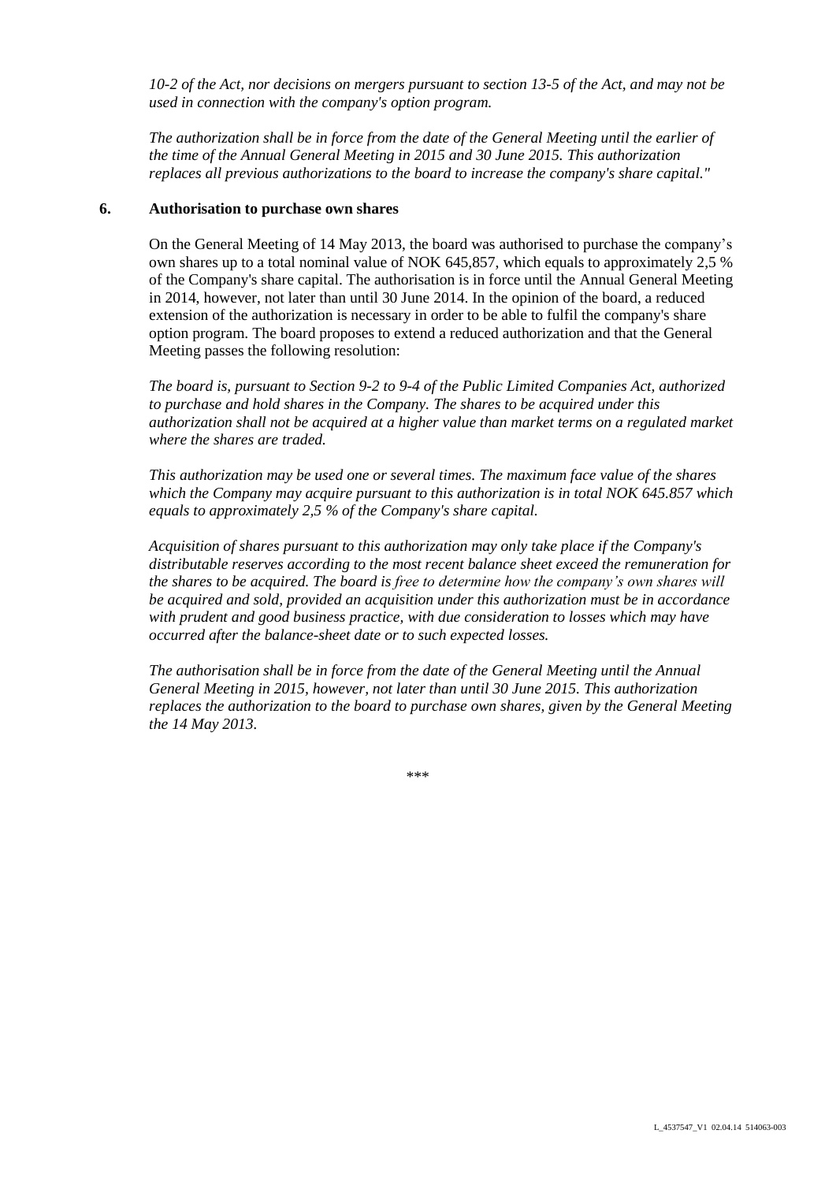*10-2 of the Act, nor decisions on mergers pursuant to section 13-5 of the Act, and may not be used in connection with the company's option program.*

*The authorization shall be in force from the date of the General Meeting until the earlier of the time of the Annual General Meeting in 2015 and 30 June 2015. This authorization replaces all previous authorizations to the board to increase the company's share capital."*

**6. Authorisation to purchase own shares**

On the General Meeting of 14 May 2013, the board was authorised to purchase the company's own shares up to a total nominal value of NOK 645,857, which equals to approximately 2,5 % of the Company's share capital. The authorisation is in force until the Annual General Meeting in 2014, however, not later than until 30 June 2014. In the opinion of the board, a reduced extension of the authorization is necessary in order to be able to fulfil the company's share option program. The board proposes to extend a reduced authorization and that the General Meeting passes the following resolution:

*The board is, pursuant to Section 9-2 to 9-4 of the Public Limited Companies Act, authorized to purchase and hold shares in the Company. The shares to be acquired under this authorization shall not be acquired at a higher value than market terms on a regulated market where the shares are traded.*

*This authorization may be used one or several times. The maximum face value of the shares which the Company may acquire pursuant to this authorization is in total NOK 645.857 which equals to approximately 2,5 % of the Company's share capital.*

*Acquisition of shares pursuant to this authorization may only take place if the Company's distributable reserves according to the most recent balance sheet exceed the remuneration for the shares to be acquired. The board is free to determine how the company's own shares will be acquired and sold, provided an acquisition under this authorization must be in accordance with prudent and good business practice, with due consideration to losses which may have occurred after the balance-sheet date or to such expected losses.*

*The authorisation shall be in force from the date of the General Meeting until the Annual General Meeting in 2015, however, not later than until 30 June 2015. This authorization replaces the authorization to the board to purchase own shares, given by the General Meeting the 14 May 2013.*

\*\*\*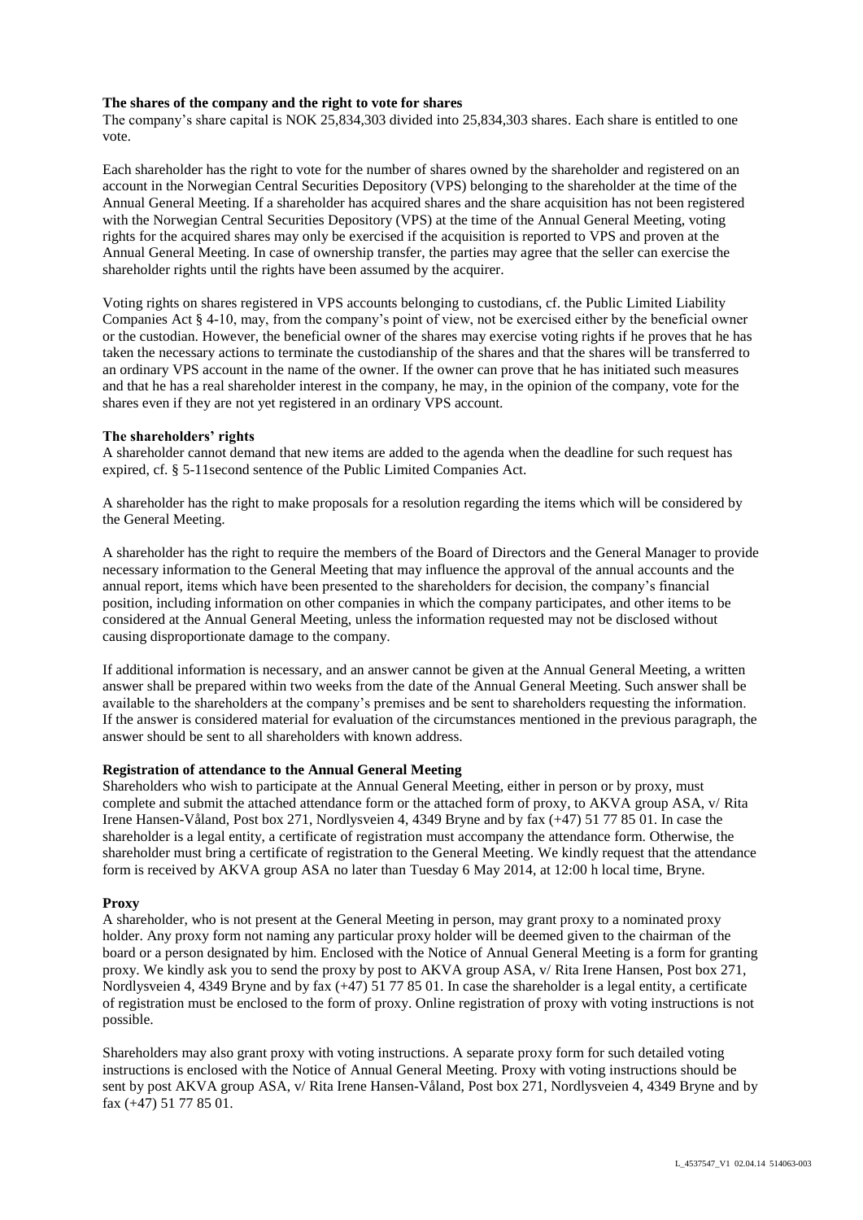**The shares of the company and the right to vote for shares**
The company's share capital is NOK 25,834,303 divided into 25,834,303 shares. Each share is entitled to one vote.

Each shareholder has the right to vote for the number of shares owned by the shareholder and registered on an account in the Norwegian Central Securities Depository (VPS) belonging to the shareholder at the time of the Annual General Meeting. If a shareholder has acquired shares and the share acquisition has not been registered with the Norwegian Central Securities Depository (VPS) at the time of the Annual General Meeting, voting rights for the acquired shares may only be exercised if the acquisition is reported to VPS and proven at the Annual General Meeting. In case of ownership transfer, the parties may agree that the seller can exercise the shareholder rights until the rights have been assumed by the acquirer.

Voting rights on shares registered in VPS accounts belonging to custodians, cf. the Public Limited Liability Companies Act § 4-10, may, from the company's point of view, not be exercised either by the beneficial owner or the custodian. However, the beneficial owner of the shares may exercise voting rights if he proves that he has taken the necessary actions to terminate the custodianship of the shares and that the shares will be transferred to an ordinary VPS account in the name of the owner. If the owner can prove that he has initiated such measures and that he has a real shareholder interest in the company, he may, in the opinion of the company, vote for the shares even if they are not yet registered in an ordinary VPS account.

**The shareholders' rights**
A shareholder cannot demand that new items are added to the agenda when the deadline for such request has expired, cf. § 5-11second sentence of the Public Limited Companies Act.

A shareholder has the right to make proposals for a resolution regarding the items which will be considered by the General Meeting.

A shareholder has the right to require the members of the Board of Directors and the General Manager to provide necessary information to the General Meeting that may influence the approval of the annual accounts and the annual report, items which have been presented to the shareholders for decision, the company's financial position, including information on other companies in which the company participates, and other items to be considered at the Annual General Meeting, unless the information requested may not be disclosed without causing disproportionate damage to the company.

If additional information is necessary, and an answer cannot be given at the Annual General Meeting, a written answer shall be prepared within two weeks from the date of the Annual General Meeting. Such answer shall be available to the shareholders at the company's premises and be sent to shareholders requesting the information. If the answer is considered material for evaluation of the circumstances mentioned in the previous paragraph, the answer should be sent to all shareholders with known address.

**Registration of attendance to the Annual General Meeting**
Shareholders who wish to participate at the Annual General Meeting, either in person or by proxy, must complete and submit the attached attendance form or the attached form of proxy, to AKVA group ASA, v/ Rita Irene Hansen-Våland, Post box 271, Nordlysveien 4, 4349 Bryne and by fax (+47) 51 77 85 01. In case the shareholder is a legal entity, a certificate of registration must accompany the attendance form. Otherwise, the shareholder must bring a certificate of registration to the General Meeting. We kindly request that the attendance form is received by AKVA group ASA no later than Tuesday 6 May 2014, at 12:00 h local time, Bryne.

**Proxy**
A shareholder, who is not present at the General Meeting in person, may grant proxy to a nominated proxy holder. Any proxy form not naming any particular proxy holder will be deemed given to the chairman of the board or a person designated by him. Enclosed with the Notice of Annual General Meeting is a form for granting proxy. We kindly ask you to send the proxy by post to AKVA group ASA, v/ Rita Irene Hansen, Post box 271, Nordlysveien 4, 4349 Bryne and by fax (+47) 51 77 85 01. In case the shareholder is a legal entity, a certificate of registration must be enclosed to the form of proxy. Online registration of proxy with voting instructions is not possible.

Shareholders may also grant proxy with voting instructions. A separate proxy form for such detailed voting instructions is enclosed with the Notice of Annual General Meeting. Proxy with voting instructions should be sent by post AKVA group ASA, v/ Rita Irene Hansen-Våland, Post box 271, Nordlysveien 4, 4349 Bryne and by fax (+47) 51 77 85 01.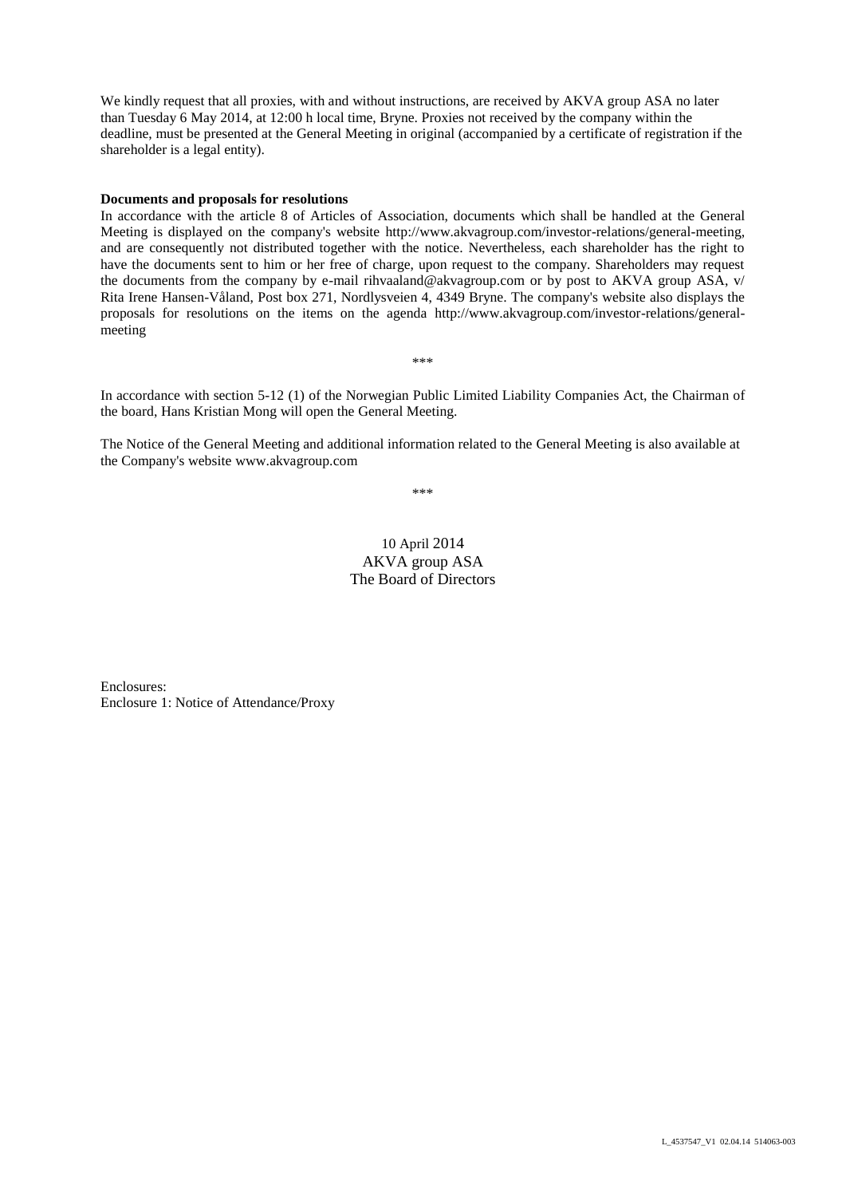We kindly request that all proxies, with and without instructions, are received by AKVA group ASA no later than Tuesday 6 May 2014, at 12:00 h local time, Bryne. Proxies not received by the company within the deadline, must be presented at the General Meeting in original (accompanied by a certificate of registration if the shareholder is a legal entity).

**Documents and proposals for resolutions**

In accordance with the article 8 of Articles of Association, documents which shall be handled at the General Meeting is displayed on the company's website http://www.akvagroup.com/investor-relations/general-meeting, and are consequently not distributed together with the notice. Nevertheless, each shareholder has the right to have the documents sent to him or her free of charge, upon request to the company. Shareholders may request the documents from the company by e-mail rihvaaland@akvagroup.com or by post to AKVA group ASA, v/ Rita Irene Hansen-Våland, Post box 271, Nordlysveien 4, 4349 Bryne. The company's website also displays the proposals for resolutions on the items on the agenda http://www.akvagroup.com/investor-relations/general-meeting

\*\*\*

In accordance with section 5-12 (1) of the Norwegian Public Limited Liability Companies Act, the Chairman of the board, Hans Kristian Mong will open the General Meeting.

The Notice of the General Meeting and additional information related to the General Meeting is also available at the Company's website www.akvagroup.com

\*\*\*

10 April 2014
AKVA group ASA
The Board of Directors

Enclosures:
Enclosure 1: Notice of Attendance/Proxy

L_4537547_V1 02.04.14 514063-003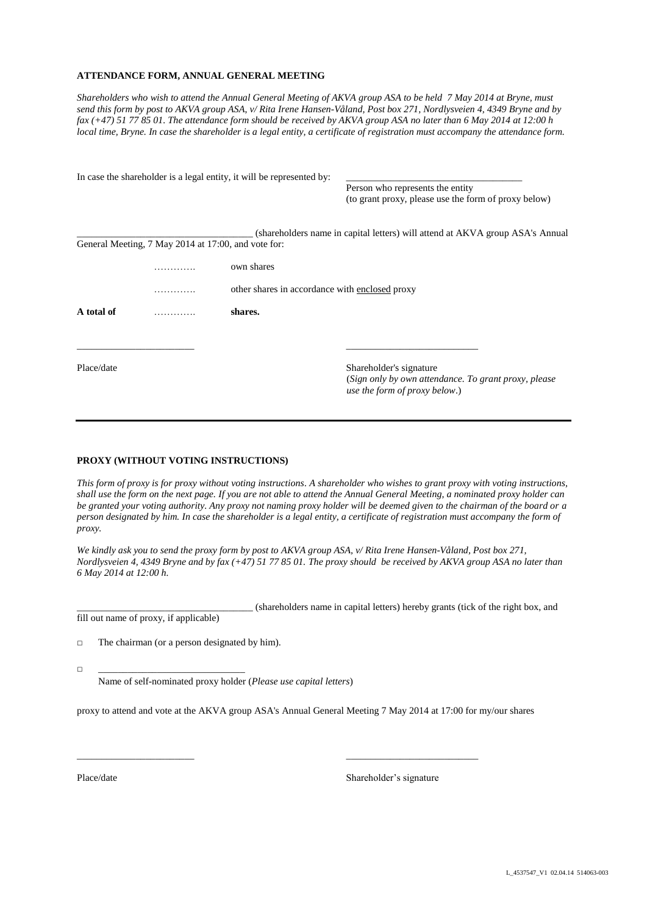**ATTENDANCE FORM, ANNUAL GENERAL MEETING**

*Shareholders who wish to attend the Annual General Meeting of AKVA group ASA to be held 7 May 2014 at Bryne, must send this form by post to AKVA group ASA, v/ Rita Irene Hansen-Våland, Post box 271, Nordlysveien 4, 4349 Bryne and by fax (+47) 51 77 85 01. The attendance form should be received by AKVA group ASA no later than 6 May 2014 at 12:00 h local time, Bryne. In case the shareholder is a legal entity, a certificate of registration must accompany the attendance form.*

In case the shareholder is a legal entity, it will be represented by: ____________________________________

Person who represents the entity
(to grant proxy, please use the form of proxy below)

____________________________________ (shareholders name in capital letters) will attend at AKVA group ASA's Annual General Meeting, 7 May 2014 at 17:00, and vote for:

| | | |
|---|---|---|
| | …………. | own shares |
| | …………. | other shares in accordance with enclosed proxy |
| **A total of** | …………. | **shares.** |

________________________ ___________________________

Place/date

Shareholder's signature
(*Sign only by own attendance. To grant proxy, please use the form of proxy below*.)

---

**PROXY (WITHOUT VOTING INSTRUCTIONS)**

*This form of proxy is for proxy without voting instructions. A shareholder who wishes to grant proxy with voting instructions, shall use the form on the next page. If you are not able to attend the Annual General Meeting, a nominated proxy holder can be granted your voting authority. Any proxy not naming proxy holder will be deemed given to the chairman of the board or a person designated by him. In case the shareholder is a legal entity, a certificate of registration must accompany the form of proxy.*

*We kindly ask you to send the proxy form by post to AKVA group ASA, v/ Rita Irene Hansen-Våland, Post box 271, Nordlysveien 4, 4349 Bryne and by fax (+47) 51 77 85 01. The proxy should be received by AKVA group ASA no later than 6 May 2014 at 12:00 h.*

____________________________________ (shareholders name in capital letters) hereby grants (tick of the right box, and fill out name of proxy, if applicable)

□ The chairman (or a person designated by him).

□ ______________________________
Name of self-nominated proxy holder (*Please use capital letters*)

proxy to attend and vote at the AKVA group ASA's Annual General Meeting 7 May 2014 at 17:00 for my/our shares

________________________ ___________________________

Place/date Shareholder's signature

L_4537547_V1 02.04.14 514063-003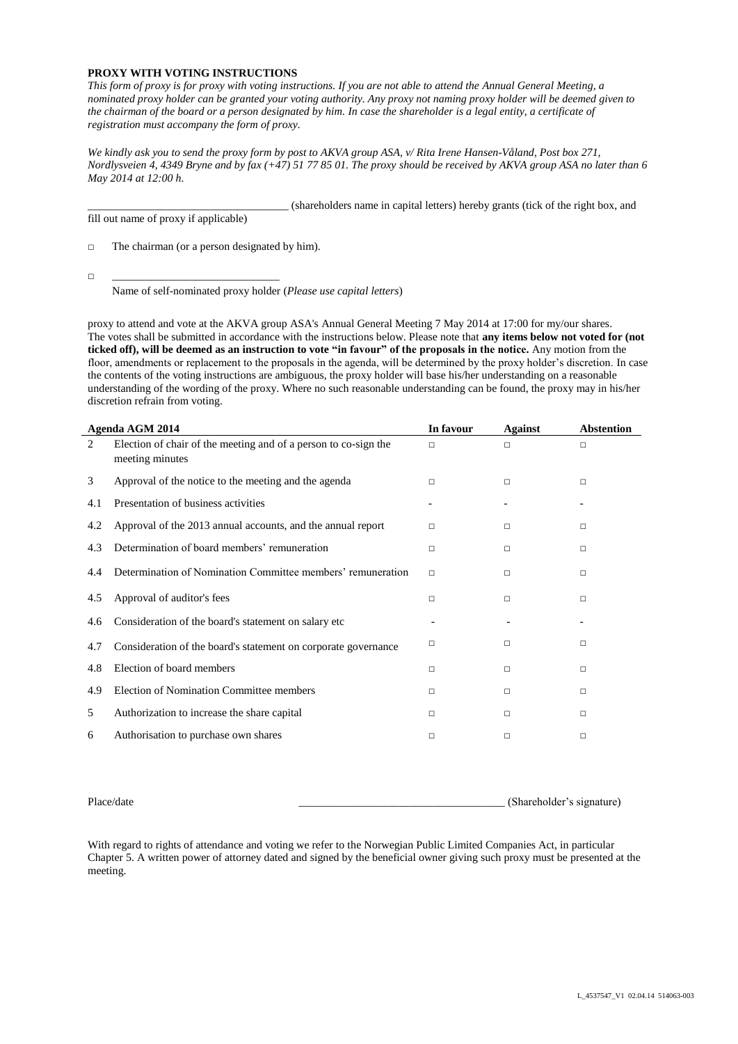**PROXY WITH VOTING INSTRUCTIONS**

*This form of proxy is for proxy with voting instructions. If you are not able to attend the Annual General Meeting, a nominated proxy holder can be granted your voting authority. Any proxy not naming proxy holder will be deemed given to the chairman of the board or a person designated by him. In case the shareholder is a legal entity, a certificate of registration must accompany the form of proxy.*

*We kindly ask you to send the proxy form by post to AKVA group ASA, v/ Rita Irene Hansen-Våland, Post box 271, Nordlysveien 4, 4349 Bryne and by fax (+47) 51 77 85 01. The proxy should be received by AKVA group ASA no later than 6 May 2014 at 12:00 h.*

____________________________________ (shareholders name in capital letters) hereby grants (tick of the right box, and fill out name of proxy if applicable)

□ The chairman (or a person designated by him).

□ ______________________________
Name of self-nominated proxy holder (*Please use capital letters*)

proxy to attend and vote at the AKVA group ASA's Annual General Meeting 7 May 2014 at 17:00 for my/our shares. The votes shall be submitted in accordance with the instructions below. Please note that **any items below not voted for (not ticked off), will be deemed as an instruction to vote "in favour" of the proposals in the notice.** Any motion from the floor, amendments or replacement to the proposals in the agenda, will be determined by the proxy holder's discretion. In case the contents of the voting instructions are ambiguous, the proxy holder will base his/her understanding on a reasonable understanding of the wording of the proxy. Where no such reasonable understanding can be found, the proxy may in his/her discretion refrain from voting.

| Agenda AGM 2014 | | In favour | Against | Abstention |
|---|---|---|---|---|
| 2 | Election of chair of the meeting and of a person to co-sign the meeting minutes | □ | □ | □ |
| 3 | Approval of the notice to the meeting and the agenda | □ | □ | □ |
| 4.1 | Presentation of business activities | - | - | - |
| 4.2 | Approval of the 2013 annual accounts, and the annual report | □ | □ | □ |
| 4.3 | Determination of board members' remuneration | □ | □ | □ |
| 4.4 | Determination of Nomination Committee members' remuneration | □ | □ | □ |
| 4.5 | Approval of auditor's fees | □ | □ | □ |
| 4.6 | Consideration of the board's statement on salary etc | - | - | - |
| 4.7 | Consideration of the board's statement on corporate governance | □ | □ | □ |
| 4.8 | Election of board members | □ | □ | □ |
| 4.9 | Election of Nomination Committee members | □ | □ | □ |
| 5 | Authorization to increase the share capital | □ | □ | □ |
| 6 | Authorisation to purchase own shares | □ | □ | □ |

Place/date ____________________________________ (Shareholder's signature)

With regard to rights of attendance and voting we refer to the Norwegian Public Limited Companies Act, in particular Chapter 5. A written power of attorney dated and signed by the beneficial owner giving such proxy must be presented at the meeting.

L_4537547_V1 02.04.14 514063-003